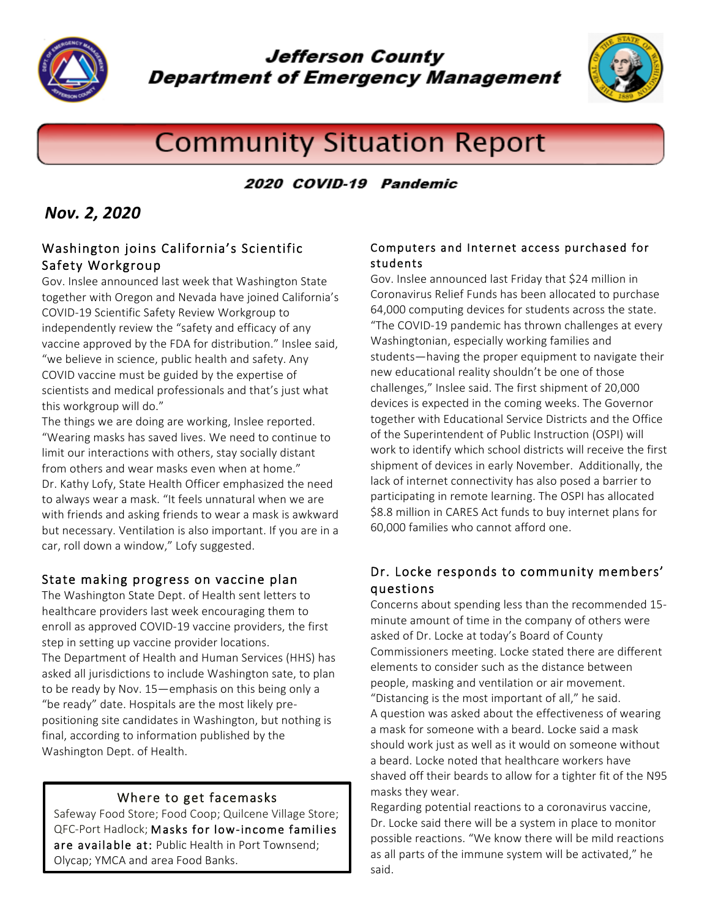# Jefferson County Department of Emergency Management

# Community Situation Report

**2020 COVID-19 Pandemic**

***Nov. 2, 2020***

## Washington joins California's Scientific Safety Workgroup

Gov. Inslee announced last week that Washington State together with Oregon and Nevada have joined California's COVID-19 Scientific Safety Review Workgroup to independently review the "safety and efficacy of any vaccine approved by the FDA for distribution." Inslee said, "we believe in science, public health and safety. Any COVID vaccine must be guided by the expertise of scientists and medical professionals and that's just what this workgroup will do."

The things we are doing are working, Inslee reported. "Wearing masks has saved lives. We need to continue to limit our interactions with others, stay socially distant from others and wear masks even when at home."

Dr. Kathy Lofy, State Health Officer emphasized the need to always wear a mask. "It feels unnatural when we are with friends and asking friends to wear a mask is awkward but necessary. Ventilation is also important. If you are in a car, roll down a window," Lofy suggested.

## State making progress on vaccine plan

The Washington State Dept. of Health sent letters to healthcare providers last week encouraging them to enroll as approved COVID-19 vaccine providers, the first step in setting up vaccine provider locations.

The Department of Health and Human Services (HHS) has asked all jurisdictions to include Washington sate, to plan to be ready by Nov. 15—emphasis on this being only a "be ready" date. Hospitals are the most likely pre-positioning site candidates in Washington, but nothing is final, according to information published by the Washington Dept. of Health.

> **Where to get facemasks**
>
> Safeway Food Store; Food Coop; Quilcene Village Store; QFC-Port Hadlock; **Masks for low-income families are available at:** Public Health in Port Townsend; Olycap; YMCA and area Food Banks.

## Computers and Internet access purchased for students

Gov. Inslee announced last Friday that $24 million in Coronavirus Relief Funds has been allocated to purchase 64,000 computing devices for students across the state. "The COVID-19 pandemic has thrown challenges at every Washingtonian, especially working families and students—having the proper equipment to navigate their new educational reality shouldn't be one of those challenges," Inslee said. The first shipment of 20,000 devices is expected in the coming weeks. The Governor together with Educational Service Districts and the Office of the Superintendent of Public Instruction (OSPI) will work to identify which school districts will receive the first shipment of devices in early November. Additionally, the lack of internet connectivity has also posed a barrier to participating in remote learning. The OSPI has allocated $8.8 million in CARES Act funds to buy internet plans for 60,000 families who cannot afford one.

## Dr. Locke responds to community members' questions

Concerns about spending less than the recommended 15-minute amount of time in the company of others were asked of Dr. Locke at today's Board of County Commissioners meeting. Locke stated there are different elements to consider such as the distance between people, masking and ventilation or air movement. "Distancing is the most important of all," he said.

A question was asked about the effectiveness of wearing a mask for someone with a beard. Locke said a mask should work just as well as it would on someone without a beard. Locke noted that healthcare workers have shaved off their beards to allow for a tighter fit of the N95 masks they wear.

Regarding potential reactions to a coronavirus vaccine, Dr. Locke said there will be a system in place to monitor possible reactions. "We know there will be mild reactions as all parts of the immune system will be activated," he said.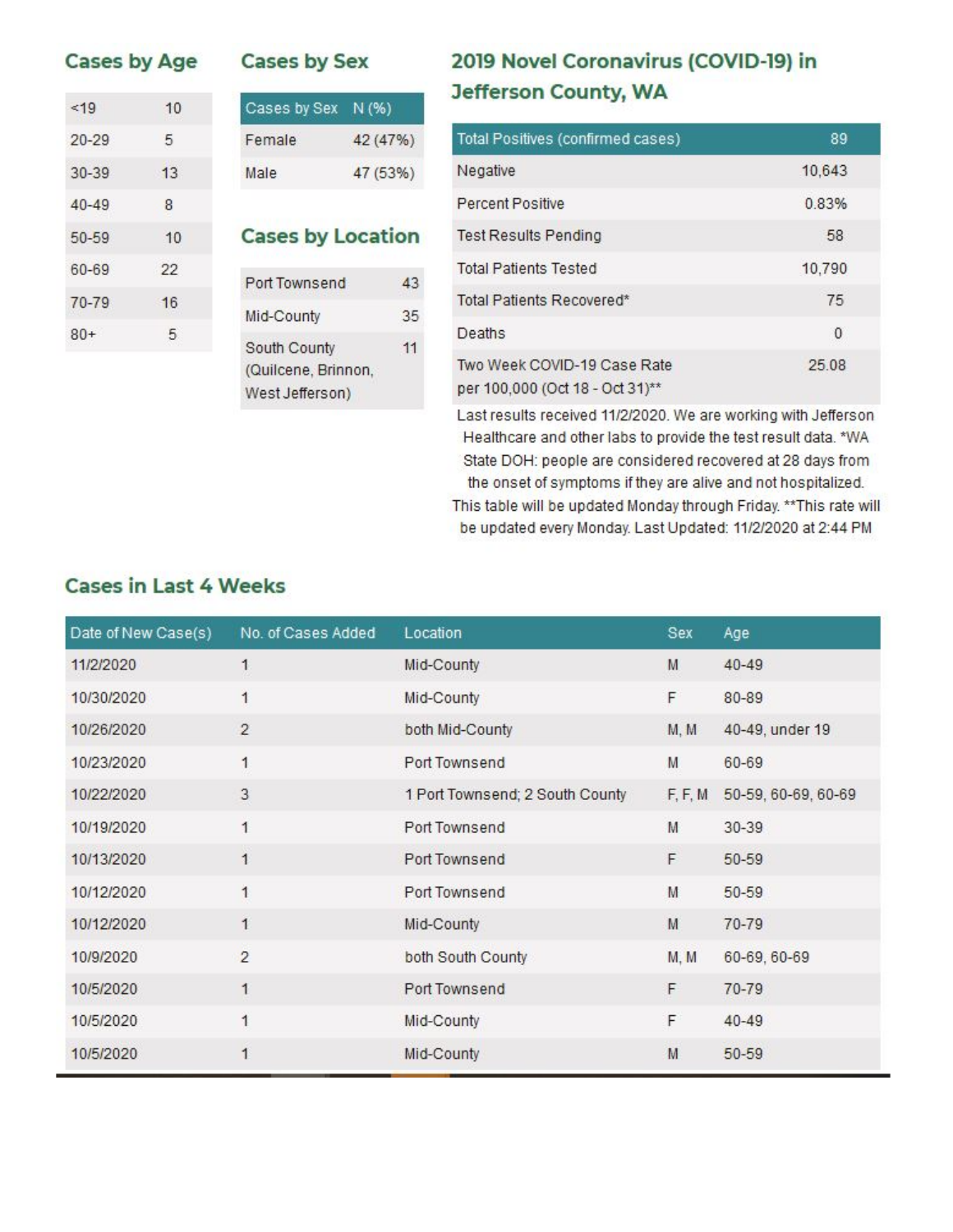## Cases by Age

| | |
|---|---|
| <19 | 10 |
| 20-29 | 5 |
| 30-39 | 13 |
| 40-49 | 8 |
| 50-59 | 10 |
| 60-69 | 22 |
| 70-79 | 16 |
| 80+ | 5 |

## Cases by Sex

| Cases by Sex | N (%) |
|---|---|
| Female | 42 (47%) |
| Male | 47 (53%) |

## Cases by Location

| | |
|---|---|
| Port Townsend | 43 |
| Mid-County | 35 |
| South County (Quilcene, Brinnon, West Jefferson) | 11 |

## 2019 Novel Coronavirus (COVID-19) in Jefferson County, WA

| Total Positives (confirmed cases) | 89 |
|---|---|
| Negative | 10,643 |
| Percent Positive | 0.83% |
| Test Results Pending | 58 |
| Total Patients Tested | 10,790 |
| Total Patients Recovered* | 75 |
| Deaths | 0 |
| Two Week COVID-19 Case Rate per 100,000 (Oct 18 - Oct 31)** | 25.08 |

Last results received 11/2/2020. We are working with Jefferson Healthcare and other labs to provide the test result data. *WA State DOH: people are considered recovered at 28 days from the onset of symptoms if they are alive and not hospitalized. This table will be updated Monday through Friday. **This rate will be updated every Monday. Last Updated: 11/2/2020 at 2:44 PM

## Cases in Last 4 Weeks

| Date of New Case(s) | No. of Cases Added | Location | Sex | Age |
|---|---|---|---|---|
| 11/2/2020 | 1 | Mid-County | M | 40-49 |
| 10/30/2020 | 1 | Mid-County | F | 80-89 |
| 10/26/2020 | 2 | both Mid-County | M, M | 40-49, under 19 |
| 10/23/2020 | 1 | Port Townsend | M | 60-69 |
| 10/22/2020 | 3 | 1 Port Townsend; 2 South County | F, F, M | 50-59, 60-69, 60-69 |
| 10/19/2020 | 1 | Port Townsend | M | 30-39 |
| 10/13/2020 | 1 | Port Townsend | F | 50-59 |
| 10/12/2020 | 1 | Port Townsend | M | 50-59 |
| 10/12/2020 | 1 | Mid-County | M | 70-79 |
| 10/9/2020 | 2 | both South County | M, M | 60-69, 60-69 |
| 10/5/2020 | 1 | Port Townsend | F | 70-79 |
| 10/5/2020 | 1 | Mid-County | F | 40-49 |
| 10/5/2020 | 1 | Mid-County | M | 50-59 |